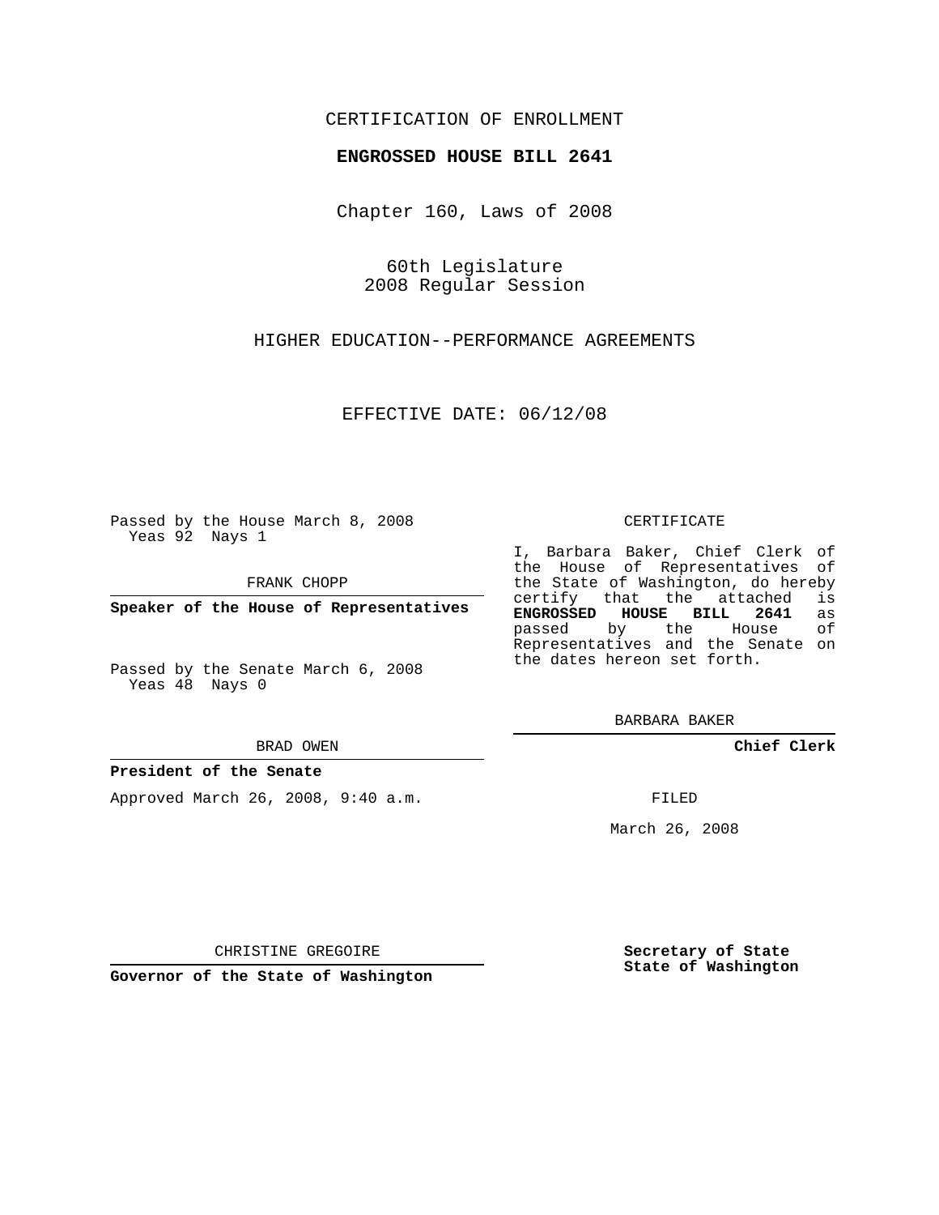CERTIFICATION OF ENROLLMENT

**ENGROSSED HOUSE BILL 2641**

Chapter 160, Laws of 2008

60th Legislature
2008 Regular Session

HIGHER EDUCATION--PERFORMANCE AGREEMENTS

EFFECTIVE DATE: 06/12/08

Passed by the House March 8, 2008
Yeas 92 Nays 1

FRANK CHOPP

**Speaker of the House of Representatives**

Passed by the Senate March 6, 2008
Yeas 48 Nays 0

BRAD OWEN

**President of the Senate**

Approved March 26, 2008, 9:40 a.m.

CHRISTINE GREGOIRE

**Governor of the State of Washington**

CERTIFICATE

I, Barbara Baker, Chief Clerk of the House of Representatives of the State of Washington, do hereby certify that the attached is **ENGROSSED HOUSE BILL 2641** as passed by the House of Representatives and the Senate on the dates hereon set forth.

BARBARA BAKER

**Chief Clerk**

FILED

March 26, 2008

**Secretary of State**
**State of Washington**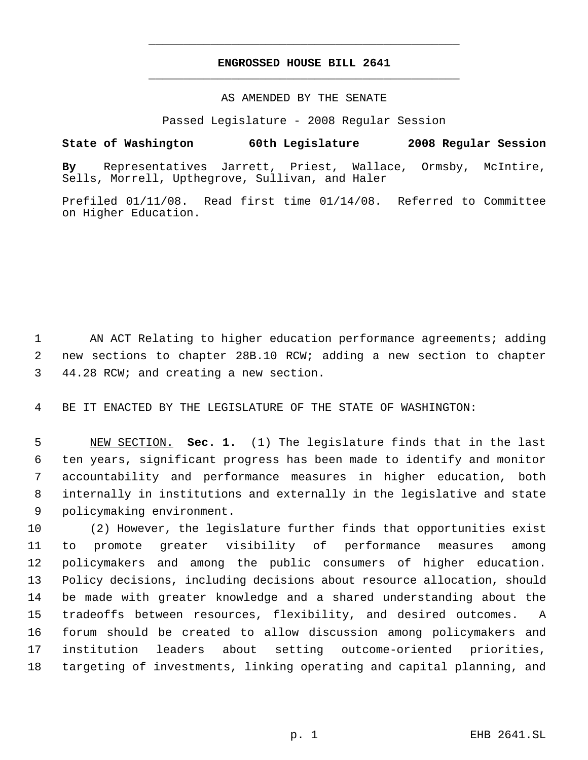**ENGROSSED HOUSE BILL 2641**

AS AMENDED BY THE SENATE

Passed Legislature - 2008 Regular Session

**State of Washington 60th Legislature 2008 Regular Session**

**By** Representatives Jarrett, Priest, Wallace, Ormsby, McIntire, Sells, Morrell, Upthegrove, Sullivan, and Haler

Prefiled 01/11/08. Read first time 01/14/08. Referred to Committee on Higher Education.

AN ACT Relating to higher education performance agreements; adding new sections to chapter 28B.10 RCW; adding a new section to chapter 44.28 RCW; and creating a new section.

BE IT ENACTED BY THE LEGISLATURE OF THE STATE OF WASHINGTON:

NEW SECTION. **Sec. 1.** (1) The legislature finds that in the last ten years, significant progress has been made to identify and monitor accountability and performance measures in higher education, both internally in institutions and externally in the legislative and state policymaking environment.

(2) However, the legislature further finds that opportunities exist to promote greater visibility of performance measures among policymakers and among the public consumers of higher education. Policy decisions, including decisions about resource allocation, should be made with greater knowledge and a shared understanding about the tradeoffs between resources, flexibility, and desired outcomes. A forum should be created to allow discussion among policymakers and institution leaders about setting outcome-oriented priorities, targeting of investments, linking operating and capital planning, and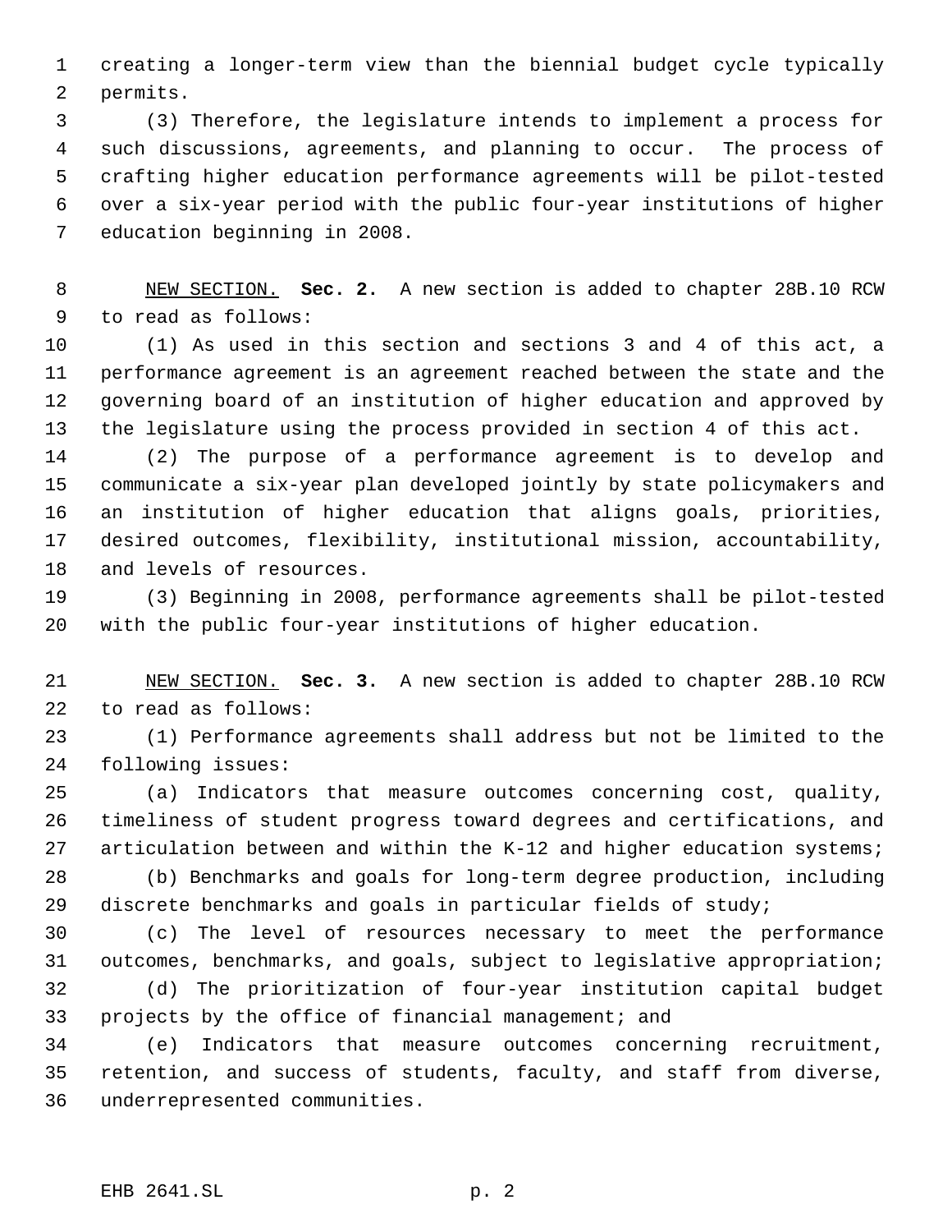creating a longer-term view than the biennial budget cycle typically permits.

(3) Therefore, the legislature intends to implement a process for such discussions, agreements, and planning to occur. The process of crafting higher education performance agreements will be pilot-tested over a six-year period with the public four-year institutions of higher education beginning in 2008.

NEW SECTION. **Sec. 2.** A new section is added to chapter 28B.10 RCW to read as follows:

(1) As used in this section and sections 3 and 4 of this act, a performance agreement is an agreement reached between the state and the governing board of an institution of higher education and approved by the legislature using the process provided in section 4 of this act.

(2) The purpose of a performance agreement is to develop and communicate a six-year plan developed jointly by state policymakers and an institution of higher education that aligns goals, priorities, desired outcomes, flexibility, institutional mission, accountability, and levels of resources.

(3) Beginning in 2008, performance agreements shall be pilot-tested with the public four-year institutions of higher education.

NEW SECTION. **Sec. 3.** A new section is added to chapter 28B.10 RCW to read as follows:

(1) Performance agreements shall address but not be limited to the following issues:

(a) Indicators that measure outcomes concerning cost, quality, timeliness of student progress toward degrees and certifications, and articulation between and within the K-12 and higher education systems;

(b) Benchmarks and goals for long-term degree production, including discrete benchmarks and goals in particular fields of study;

(c) The level of resources necessary to meet the performance outcomes, benchmarks, and goals, subject to legislative appropriation;

(d) The prioritization of four-year institution capital budget projects by the office of financial management; and

(e) Indicators that measure outcomes concerning recruitment, retention, and success of students, faculty, and staff from diverse, underrepresented communities.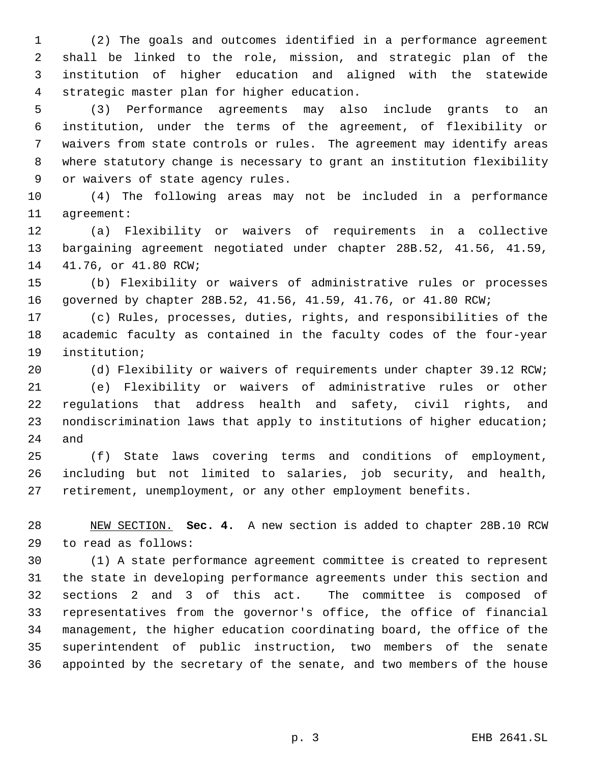(2) The goals and outcomes identified in a performance agreement shall be linked to the role, mission, and strategic plan of the institution of higher education and aligned with the statewide strategic master plan for higher education.

(3) Performance agreements may also include grants to an institution, under the terms of the agreement, of flexibility or waivers from state controls or rules. The agreement may identify areas where statutory change is necessary to grant an institution flexibility or waivers of state agency rules.

(4) The following areas may not be included in a performance agreement:

(a) Flexibility or waivers of requirements in a collective bargaining agreement negotiated under chapter 28B.52, 41.56, 41.59, 41.76, or 41.80 RCW;

(b) Flexibility or waivers of administrative rules or processes governed by chapter 28B.52, 41.56, 41.59, 41.76, or 41.80 RCW;

(c) Rules, processes, duties, rights, and responsibilities of the academic faculty as contained in the faculty codes of the four-year institution;

(d) Flexibility or waivers of requirements under chapter 39.12 RCW;

(e) Flexibility or waivers of administrative rules or other regulations that address health and safety, civil rights, and nondiscrimination laws that apply to institutions of higher education; and

(f) State laws covering terms and conditions of employment, including but not limited to salaries, job security, and health, retirement, unemployment, or any other employment benefits.

NEW SECTION. **Sec. 4.** A new section is added to chapter 28B.10 RCW to read as follows:

(1) A state performance agreement committee is created to represent the state in developing performance agreements under this section and sections 2 and 3 of this act. The committee is composed of representatives from the governor's office, the office of financial management, the higher education coordinating board, the office of the superintendent of public instruction, two members of the senate appointed by the secretary of the senate, and two members of the house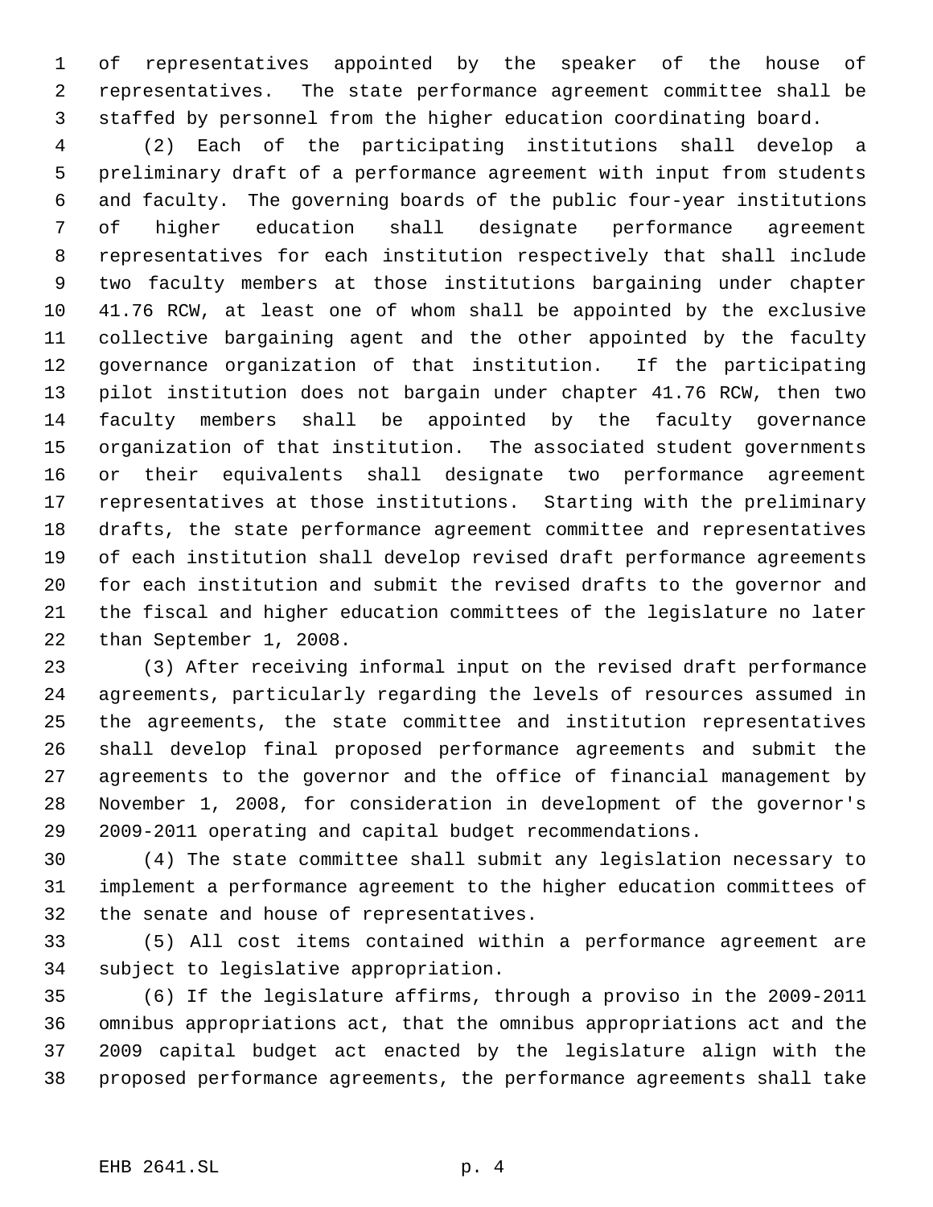of representatives appointed by the speaker of the house of representatives. The state performance agreement committee shall be staffed by personnel from the higher education coordinating board.

(2) Each of the participating institutions shall develop a preliminary draft of a performance agreement with input from students and faculty. The governing boards of the public four-year institutions of higher education shall designate performance agreement representatives for each institution respectively that shall include two faculty members at those institutions bargaining under chapter 41.76 RCW, at least one of whom shall be appointed by the exclusive collective bargaining agent and the other appointed by the faculty governance organization of that institution. If the participating pilot institution does not bargain under chapter 41.76 RCW, then two faculty members shall be appointed by the faculty governance organization of that institution. The associated student governments or their equivalents shall designate two performance agreement representatives at those institutions. Starting with the preliminary drafts, the state performance agreement committee and representatives of each institution shall develop revised draft performance agreements for each institution and submit the revised drafts to the governor and the fiscal and higher education committees of the legislature no later than September 1, 2008.

(3) After receiving informal input on the revised draft performance agreements, particularly regarding the levels of resources assumed in the agreements, the state committee and institution representatives shall develop final proposed performance agreements and submit the agreements to the governor and the office of financial management by November 1, 2008, for consideration in development of the governor's 2009-2011 operating and capital budget recommendations.

(4) The state committee shall submit any legislation necessary to implement a performance agreement to the higher education committees of the senate and house of representatives.

(5) All cost items contained within a performance agreement are subject to legislative appropriation.

(6) If the legislature affirms, through a proviso in the 2009-2011 omnibus appropriations act, that the omnibus appropriations act and the 2009 capital budget act enacted by the legislature align with the proposed performance agreements, the performance agreements shall take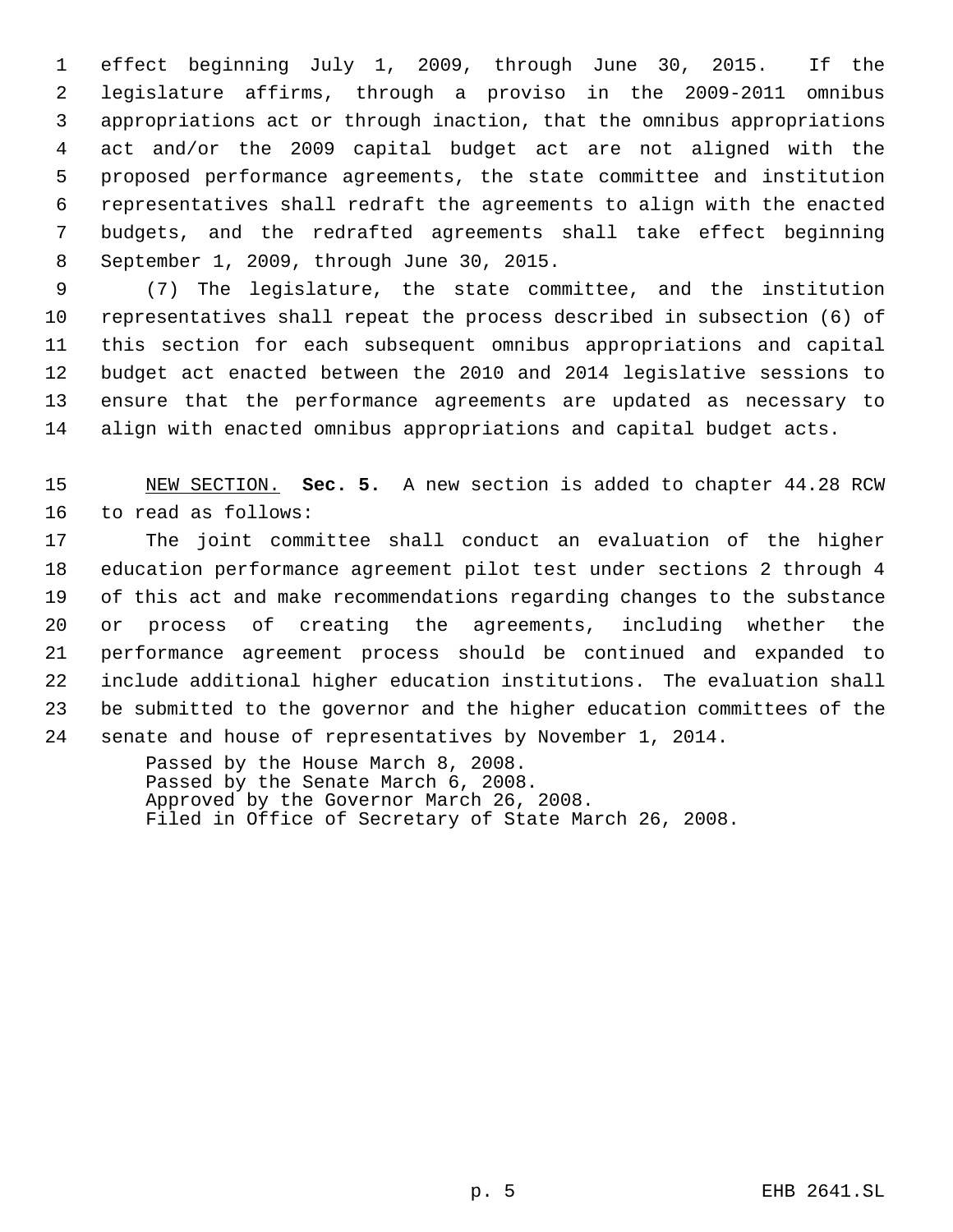effect beginning July 1, 2009, through June 30, 2015. If the legislature affirms, through a proviso in the 2009-2011 omnibus appropriations act or through inaction, that the omnibus appropriations act and/or the 2009 capital budget act are not aligned with the proposed performance agreements, the state committee and institution representatives shall redraft the agreements to align with the enacted budgets, and the redrafted agreements shall take effect beginning September 1, 2009, through June 30, 2015.

(7) The legislature, the state committee, and the institution representatives shall repeat the process described in subsection (6) of this section for each subsequent omnibus appropriations and capital budget act enacted between the 2010 and 2014 legislative sessions to ensure that the performance agreements are updated as necessary to align with enacted omnibus appropriations and capital budget acts.

NEW SECTION. **Sec. 5.** A new section is added to chapter 44.28 RCW to read as follows:

The joint committee shall conduct an evaluation of the higher education performance agreement pilot test under sections 2 through 4 of this act and make recommendations regarding changes to the substance or process of creating the agreements, including whether the performance agreement process should be continued and expanded to include additional higher education institutions. The evaluation shall be submitted to the governor and the higher education committees of the senate and house of representatives by November 1, 2014.

Passed by the House March 8, 2008.
Passed by the Senate March 6, 2008.
Approved by the Governor March 26, 2008.
Filed in Office of Secretary of State March 26, 2008.